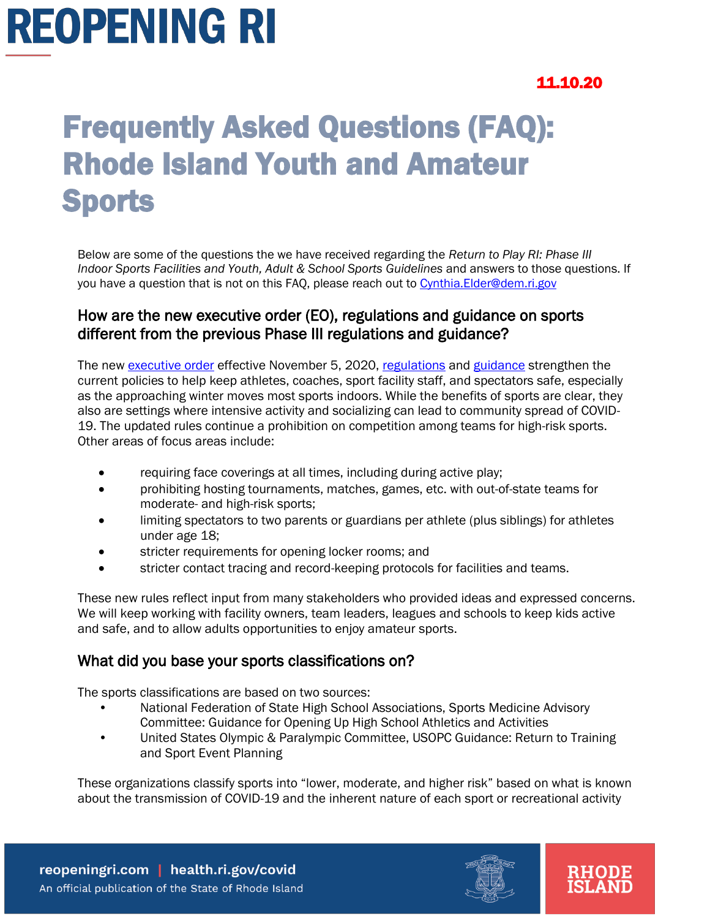# REOPENING RI

**11.10.20**

# Frequently Asked Questions (FAQ): Rhode Island Youth and Amateur Sports

Below are some of the questions the we have received regarding the *Return to Play RI: Phase III Indoor Sports Facilities and Youth, Adult & School Sports Guidelines* and answers to those questions. If you have a question that is not on this FAQ, please reach out to Cynthia.Elder@dem.ri.gov

## How are the new executive order (EO), regulations and guidance on sports different from the previous Phase III regulations and guidance?

The new executive order effective November 5, 2020, regulations and guidance strengthen the current policies to help keep athletes, coaches, sport facility staff, and spectators safe, especially as the approaching winter moves most sports indoors. While the benefits of sports are clear, they also are settings where intensive activity and socializing can lead to community spread of COVID-19. The updated rules continue a prohibition on competition among teams for high-risk sports. Other areas of focus areas include:

- requiring face coverings at all times, including during active play;
- prohibiting hosting tournaments, matches, games, etc. with out-of-state teams for moderate- and high-risk sports;
- limiting spectators to two parents or guardians per athlete (plus siblings) for athletes under age 18;
- stricter requirements for opening locker rooms; and
- stricter contact tracing and record-keeping protocols for facilities and teams.

These new rules reflect input from many stakeholders who provided ideas and expressed concerns. We will keep working with facility owners, team leaders, leagues and schools to keep kids active and safe, and to allow adults opportunities to enjoy amateur sports.

## What did you base your sports classifications on?

The sports classifications are based on two sources:

- National Federation of State High School Associations, Sports Medicine Advisory Committee: Guidance for Opening Up High School Athletics and Activities
- United States Olympic & Paralympic Committee, USOPC Guidance: Return to Training and Sport Event Planning

These organizations classify sports into "lower, moderate, and higher risk" based on what is known about the transmission of COVID-19 and the inherent nature of each sport or recreational activity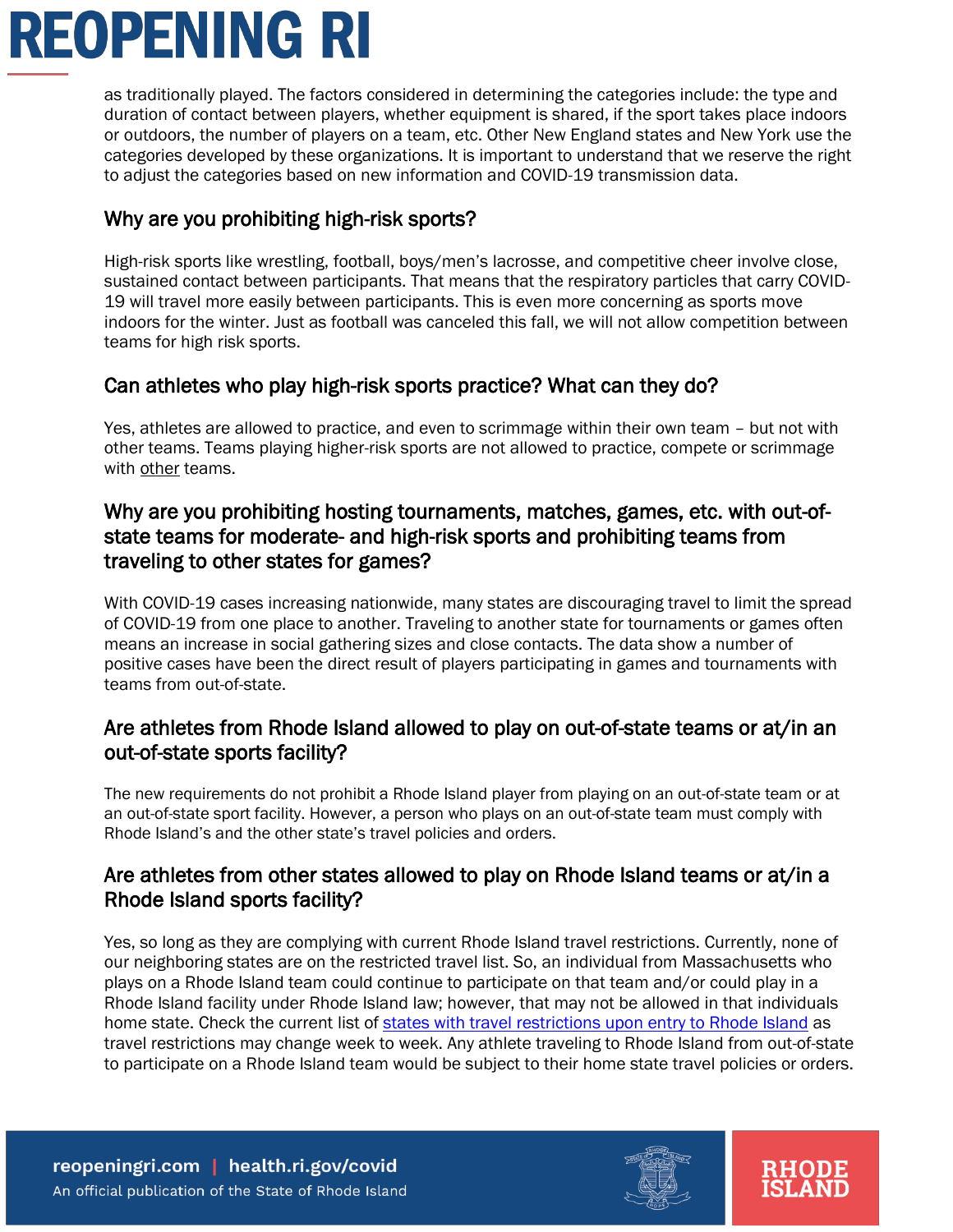as traditionally played. The factors considered in determining the categories include: the type and duration of contact between players, whether equipment is shared, if the sport takes place indoors or outdoors, the number of players on a team, etc. Other New England states and New York use the categories developed by these organizations. It is important to understand that we reserve the right to adjust the categories based on new information and COVID-19 transmission data.

## Why are you prohibiting high-risk sports?

High-risk sports like wrestling, football, boys/men's lacrosse, and competitive cheer involve close, sustained contact between participants. That means that the respiratory particles that carry COVID-19 will travel more easily between participants. This is even more concerning as sports move indoors for the winter. Just as football was canceled this fall, we will not allow competition between teams for high risk sports.

## Can athletes who play high-risk sports practice? What can they do?

Yes, athletes are allowed to practice, and even to scrimmage within their own team – but not with other teams. Teams playing higher-risk sports are not allowed to practice, compete or scrimmage with other teams.

## Why are you prohibiting hosting tournaments, matches, games, etc. with out-of-state teams for moderate- and high-risk sports and prohibiting teams from traveling to other states for games?

With COVID-19 cases increasing nationwide, many states are discouraging travel to limit the spread of COVID-19 from one place to another. Traveling to another state for tournaments or games often means an increase in social gathering sizes and close contacts. The data show a number of positive cases have been the direct result of players participating in games and tournaments with teams from out-of-state.

## Are athletes from Rhode Island allowed to play on out-of-state teams or at/in an out-of-state sports facility?

The new requirements do not prohibit a Rhode Island player from playing on an out-of-state team or at an out-of-state sport facility. However, a person who plays on an out-of-state team must comply with Rhode Island's and the other state's travel policies and orders.

## Are athletes from other states allowed to play on Rhode Island teams or at/in a Rhode Island sports facility?

Yes, so long as they are complying with current Rhode Island travel restrictions. Currently, none of our neighboring states are on the restricted travel list. So, an individual from Massachusetts who plays on a Rhode Island team could continue to participate on that team and/or could play in a Rhode Island facility under Rhode Island law; however, that may not be allowed in that individuals home state. Check the current list of states with travel restrictions upon entry to Rhode Island as travel restrictions may change week to week. Any athlete traveling to Rhode Island from out-of-state to participate on a Rhode Island team would be subject to their home state travel policies or orders.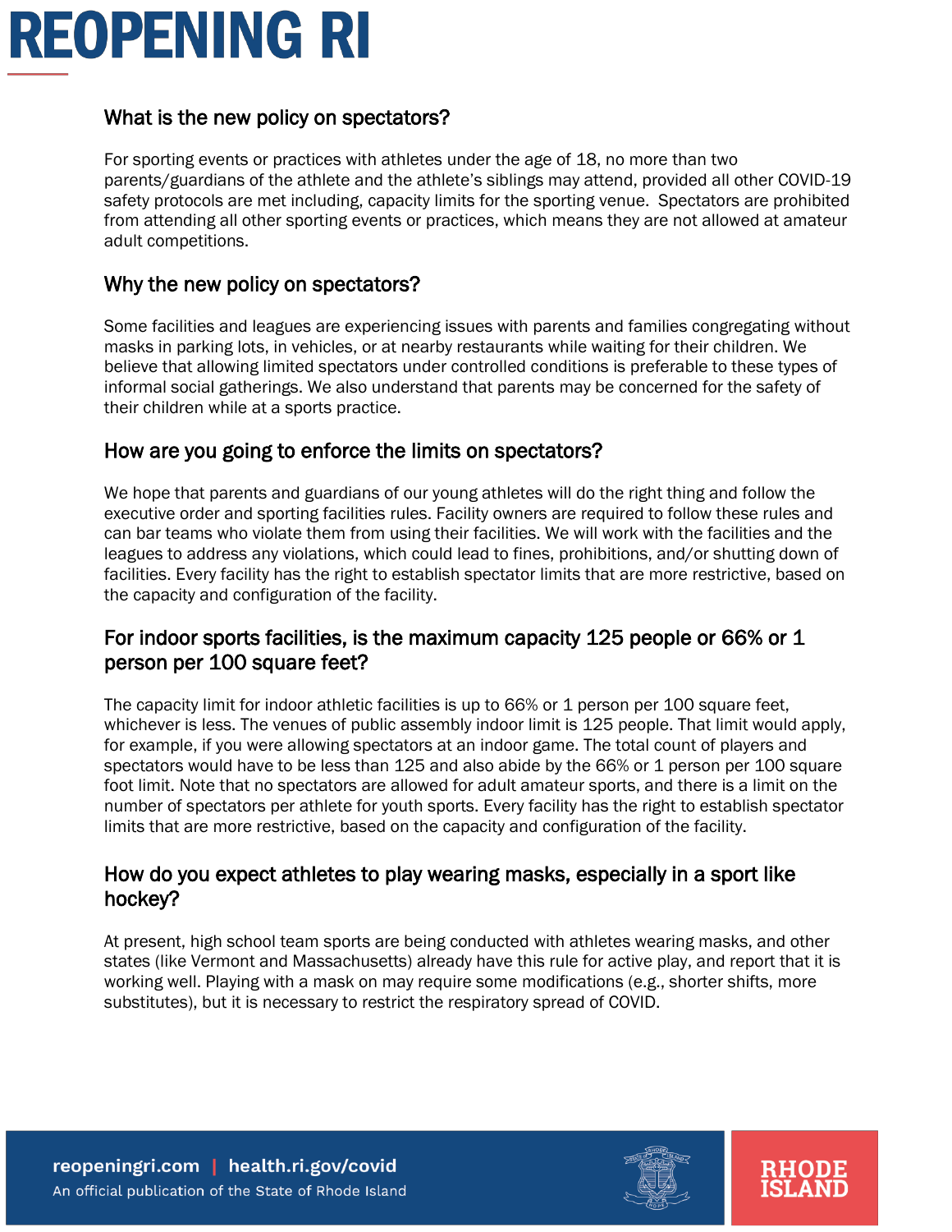## What is the new policy on spectators?

For sporting events or practices with athletes under the age of 18, no more than two parents/guardians of the athlete and the athlete's siblings may attend, provided all other COVID-19 safety protocols are met including, capacity limits for the sporting venue. Spectators are prohibited from attending all other sporting events or practices, which means they are not allowed at amateur adult competitions.

## Why the new policy on spectators?

Some facilities and leagues are experiencing issues with parents and families congregating without masks in parking lots, in vehicles, or at nearby restaurants while waiting for their children. We believe that allowing limited spectators under controlled conditions is preferable to these types of informal social gatherings. We also understand that parents may be concerned for the safety of their children while at a sports practice.

## How are you going to enforce the limits on spectators?

We hope that parents and guardians of our young athletes will do the right thing and follow the executive order and sporting facilities rules. Facility owners are required to follow these rules and can bar teams who violate them from using their facilities. We will work with the facilities and the leagues to address any violations, which could lead to fines, prohibitions, and/or shutting down of facilities. Every facility has the right to establish spectator limits that are more restrictive, based on the capacity and configuration of the facility.

## For indoor sports facilities, is the maximum capacity 125 people or 66% or 1 person per 100 square feet?

The capacity limit for indoor athletic facilities is up to 66% or 1 person per 100 square feet, whichever is less. The venues of public assembly indoor limit is 125 people. That limit would apply, for example, if you were allowing spectators at an indoor game. The total count of players and spectators would have to be less than 125 and also abide by the 66% or 1 person per 100 square foot limit. Note that no spectators are allowed for adult amateur sports, and there is a limit on the number of spectators per athlete for youth sports. Every facility has the right to establish spectator limits that are more restrictive, based on the capacity and configuration of the facility.

## How do you expect athletes to play wearing masks, especially in a sport like hockey?

At present, high school team sports are being conducted with athletes wearing masks, and other states (like Vermont and Massachusetts) already have this rule for active play, and report that it is working well. Playing with a mask on may require some modifications (e.g., shorter shifts, more substitutes), but it is necessary to restrict the respiratory spread of COVID.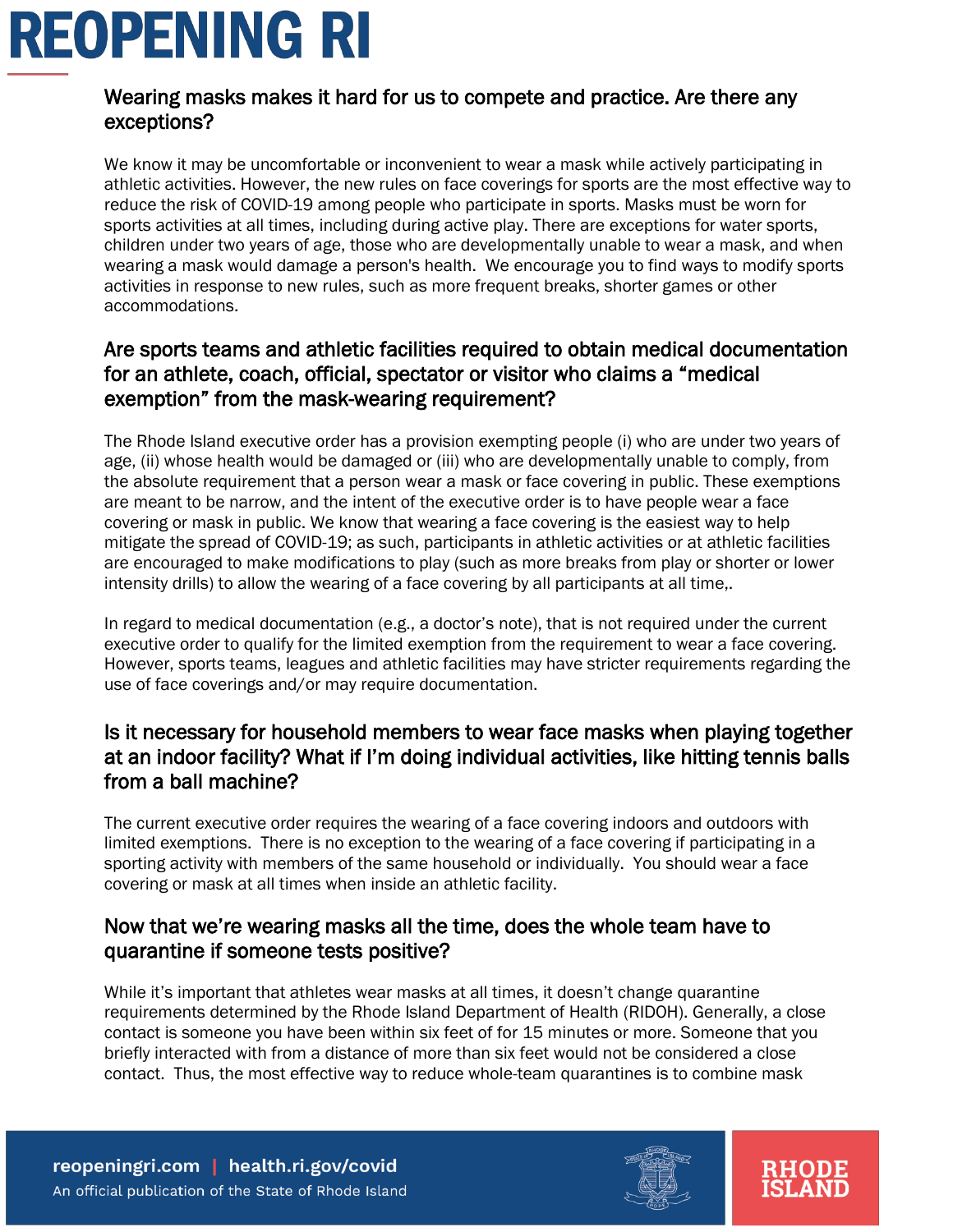## Wearing masks makes it hard for us to compete and practice. Are there any exceptions?

We know it may be uncomfortable or inconvenient to wear a mask while actively participating in athletic activities. However, the new rules on face coverings for sports are the most effective way to reduce the risk of COVID-19 among people who participate in sports. Masks must be worn for sports activities at all times, including during active play. There are exceptions for water sports, children under two years of age, those who are developmentally unable to wear a mask, and when wearing a mask would damage a person's health. We encourage you to find ways to modify sports activities in response to new rules, such as more frequent breaks, shorter games or other accommodations.

## Are sports teams and athletic facilities required to obtain medical documentation for an athlete, coach, official, spectator or visitor who claims a "medical exemption" from the mask-wearing requirement?

The Rhode Island executive order has a provision exempting people (i) who are under two years of age, (ii) whose health would be damaged or (iii) who are developmentally unable to comply, from the absolute requirement that a person wear a mask or face covering in public. These exemptions are meant to be narrow, and the intent of the executive order is to have people wear a face covering or mask in public. We know that wearing a face covering is the easiest way to help mitigate the spread of COVID-19; as such, participants in athletic activities or at athletic facilities are encouraged to make modifications to play (such as more breaks from play or shorter or lower intensity drills) to allow the wearing of a face covering by all participants at all time,.

In regard to medical documentation (e.g., a doctor's note), that is not required under the current executive order to qualify for the limited exemption from the requirement to wear a face covering. However, sports teams, leagues and athletic facilities may have stricter requirements regarding the use of face coverings and/or may require documentation.

## Is it necessary for household members to wear face masks when playing together at an indoor facility? What if I'm doing individual activities, like hitting tennis balls from a ball machine?

The current executive order requires the wearing of a face covering indoors and outdoors with limited exemptions. There is no exception to the wearing of a face covering if participating in a sporting activity with members of the same household or individually. You should wear a face covering or mask at all times when inside an athletic facility.

## Now that we're wearing masks all the time, does the whole team have to quarantine if someone tests positive?

While it's important that athletes wear masks at all times, it doesn't change quarantine requirements determined by the Rhode Island Department of Health (RIDOH). Generally, a close contact is someone you have been within six feet of for 15 minutes or more. Someone that you briefly interacted with from a distance of more than six feet would not be considered a close contact. Thus, the most effective way to reduce whole-team quarantines is to combine mask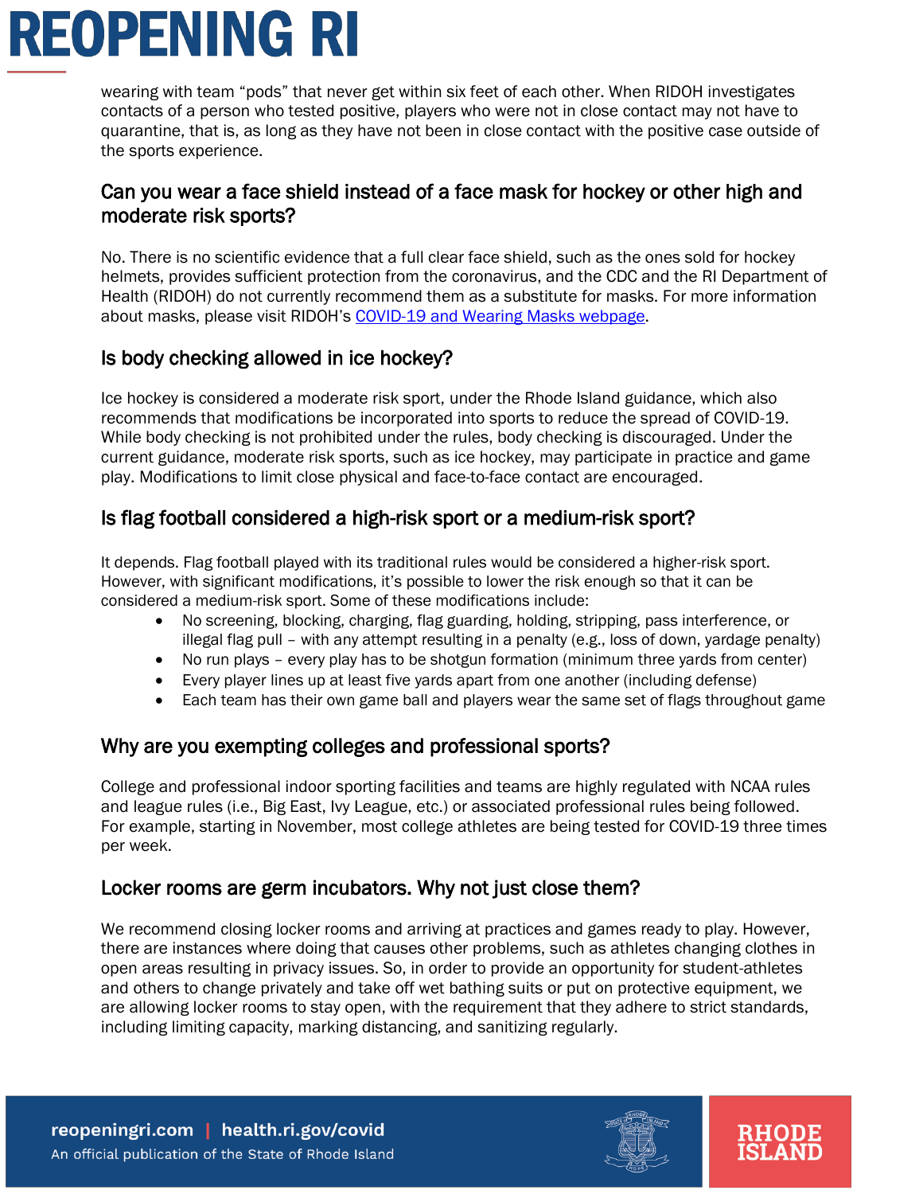wearing with team "pods" that never get within six feet of each other. When RIDOH investigates contacts of a person who tested positive, players who were not in close contact may not have to quarantine, that is, as long as they have not been in close contact with the positive case outside of the sports experience.

## Can you wear a face shield instead of a face mask for hockey or other high and moderate risk sports?

No. There is no scientific evidence that a full clear face shield, such as the ones sold for hockey helmets, provides sufficient protection from the coronavirus, and the CDC and the RI Department of Health (RIDOH) do not currently recommend them as a substitute for masks. For more information about masks, please visit RIDOH's COVID-19 and Wearing Masks webpage.

## Is body checking allowed in ice hockey?

Ice hockey is considered a moderate risk sport, under the Rhode Island guidance, which also recommends that modifications be incorporated into sports to reduce the spread of COVID-19. While body checking is not prohibited under the rules, body checking is discouraged. Under the current guidance, moderate risk sports, such as ice hockey, may participate in practice and game play. Modifications to limit close physical and face-to-face contact are encouraged.

## Is flag football considered a high-risk sport or a medium-risk sport?

It depends. Flag football played with its traditional rules would be considered a higher-risk sport. However, with significant modifications, it's possible to lower the risk enough so that it can be considered a medium-risk sport. Some of these modifications include:

- No screening, blocking, charging, flag guarding, holding, stripping, pass interference, or illegal flag pull – with any attempt resulting in a penalty (e.g., loss of down, yardage penalty)
- No run plays – every play has to be shotgun formation (minimum three yards from center)
- Every player lines up at least five yards apart from one another (including defense)
- Each team has their own game ball and players wear the same set of flags throughout game

## Why are you exempting colleges and professional sports?

College and professional indoor sporting facilities and teams are highly regulated with NCAA rules and league rules (i.e., Big East, Ivy League, etc.) or associated professional rules being followed. For example, starting in November, most college athletes are being tested for COVID-19 three times per week.

## Locker rooms are germ incubators. Why not just close them?

We recommend closing locker rooms and arriving at practices and games ready to play. However, there are instances where doing that causes other problems, such as athletes changing clothes in open areas resulting in privacy issues. So, in order to provide an opportunity for student-athletes and others to change privately and take off wet bathing suits or put on protective equipment, we are allowing locker rooms to stay open, with the requirement that they adhere to strict standards, including limiting capacity, marking distancing, and sanitizing regularly.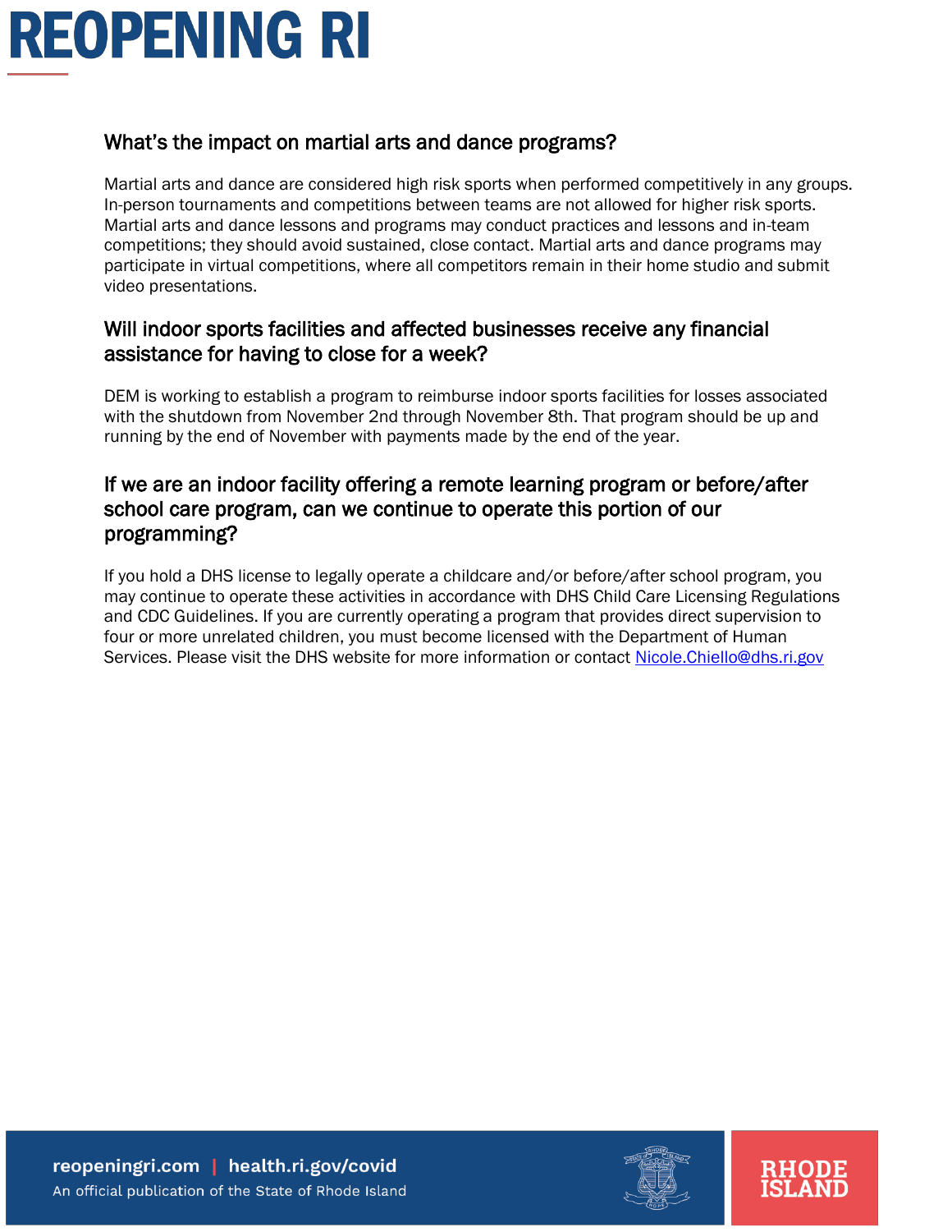## What's the impact on martial arts and dance programs?

Martial arts and dance are considered high risk sports when performed competitively in any groups. In-person tournaments and competitions between teams are not allowed for higher risk sports. Martial arts and dance lessons and programs may conduct practices and lessons and in-team competitions; they should avoid sustained, close contact. Martial arts and dance programs may participate in virtual competitions, where all competitors remain in their home studio and submit video presentations.

## Will indoor sports facilities and affected businesses receive any financial assistance for having to close for a week?

DEM is working to establish a program to reimburse indoor sports facilities for losses associated with the shutdown from November 2nd through November 8th. That program should be up and running by the end of November with payments made by the end of the year.

## If we are an indoor facility offering a remote learning program or before/after school care program, can we continue to operate this portion of our programming?

If you hold a DHS license to legally operate a childcare and/or before/after school program, you may continue to operate these activities in accordance with DHS Child Care Licensing Regulations and CDC Guidelines. If you are currently operating a program that provides direct supervision to four or more unrelated children, you must become licensed with the Department of Human Services. Please visit the DHS website for more information or contact [Nicole.Chiello@dhs.ri.gov](mailto:Nicole.Chiello@dhs.ri.gov)